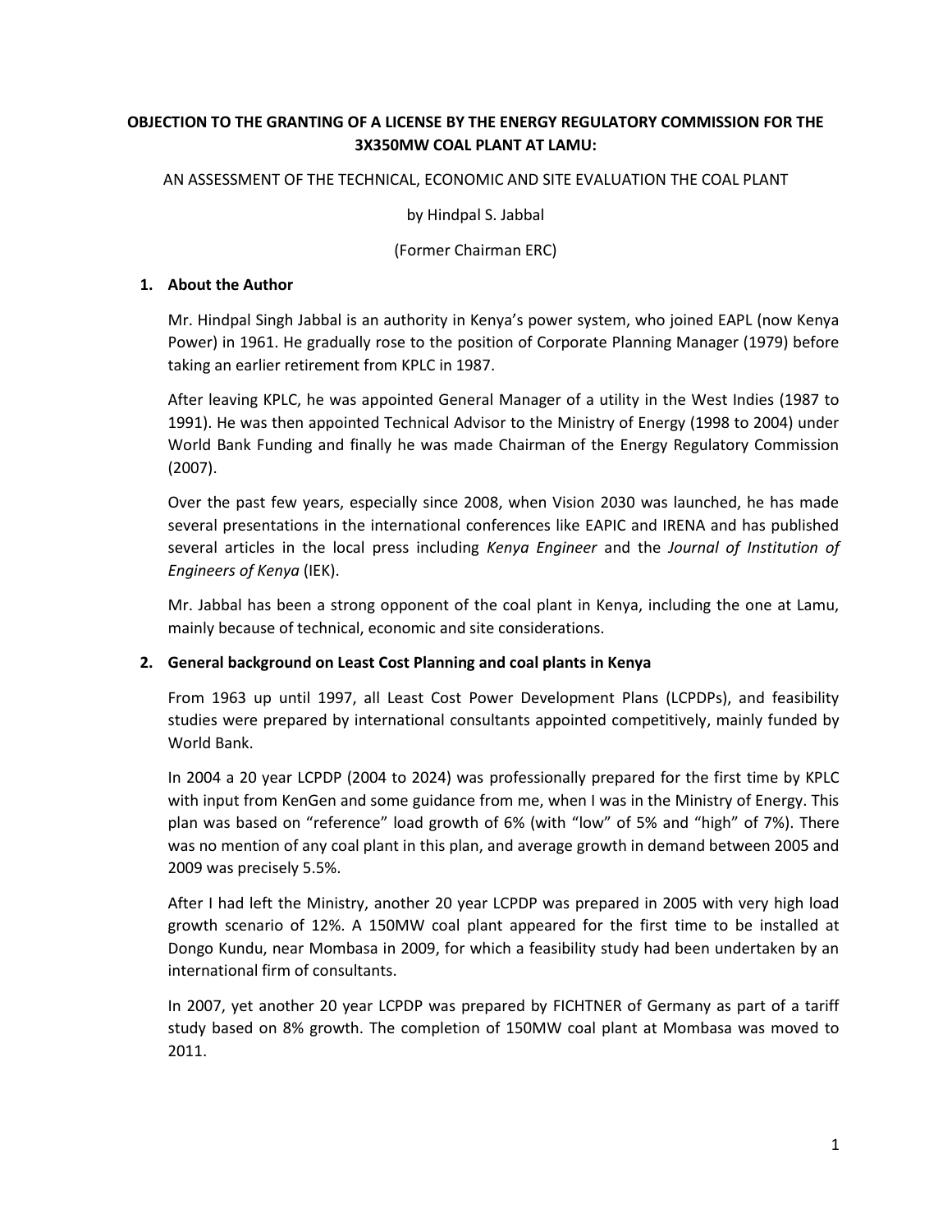**OBJECTION TO THE GRANTING OF A LICENSE BY THE ENERGY REGULATORY COMMISSION FOR THE 3X350MW COAL PLANT AT LAMU:**

AN ASSESSMENT OF THE TECHNICAL, ECONOMIC AND SITE EVALUATION THE COAL PLANT

by Hindpal S. Jabbal

(Former Chairman ERC)

## 1. About the Author

Mr. Hindpal Singh Jabbal is an authority in Kenya's power system, who joined EAPL (now Kenya Power) in 1961. He gradually rose to the position of Corporate Planning Manager (1979) before taking an earlier retirement from KPLC in 1987.

After leaving KPLC, he was appointed General Manager of a utility in the West Indies (1987 to 1991). He was then appointed Technical Advisor to the Ministry of Energy (1998 to 2004) under World Bank Funding and finally he was made Chairman of the Energy Regulatory Commission (2007).

Over the past few years, especially since 2008, when Vision 2030 was launched, he has made several presentations in the international conferences like EAPIC and IRENA and has published several articles in the local press including *Kenya Engineer* and the *Journal of Institution of Engineers of Kenya* (IEK).

Mr. Jabbal has been a strong opponent of the coal plant in Kenya, including the one at Lamu, mainly because of technical, economic and site considerations.

## 2. General background on Least Cost Planning and coal plants in Kenya

From 1963 up until 1997, all Least Cost Power Development Plans (LCPDPs), and feasibility studies were prepared by international consultants appointed competitively, mainly funded by World Bank.

In 2004 a 20 year LCPDP (2004 to 2024) was professionally prepared for the first time by KPLC with input from KenGen and some guidance from me, when I was in the Ministry of Energy. This plan was based on "reference" load growth of 6% (with "low" of 5% and "high" of 7%). There was no mention of any coal plant in this plan, and average growth in demand between 2005 and 2009 was precisely 5.5%.

After I had left the Ministry, another 20 year LCPDP was prepared in 2005 with very high load growth scenario of 12%. A 150MW coal plant appeared for the first time to be installed at Dongo Kundu, near Mombasa in 2009, for which a feasibility study had been undertaken by an international firm of consultants.

In 2007, yet another 20 year LCPDP was prepared by FICHTNER of Germany as part of a tariff study based on 8% growth. The completion of 150MW coal plant at Mombasa was moved to 2011.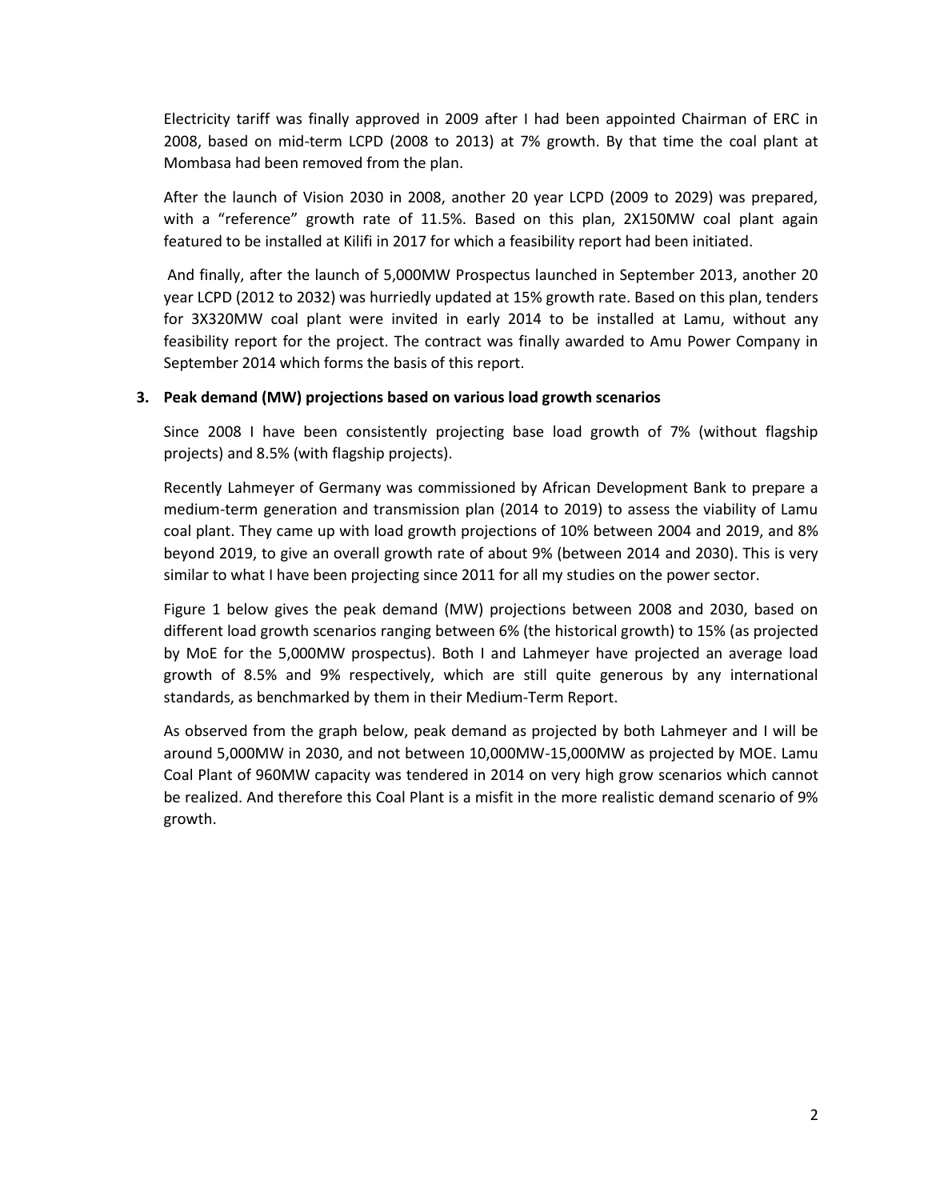Electricity tariff was finally approved in 2009 after I had been appointed Chairman of ERC in 2008, based on mid-term LCPD (2008 to 2013) at 7% growth. By that time the coal plant at Mombasa had been removed from the plan.

After the launch of Vision 2030 in 2008, another 20 year LCPD (2009 to 2029) was prepared, with a "reference" growth rate of 11.5%. Based on this plan, 2X150MW coal plant again featured to be installed at Kilifi in 2017 for which a feasibility report had been initiated.

And finally, after the launch of 5,000MW Prospectus launched in September 2013, another 20 year LCPD (2012 to 2032) was hurriedly updated at 15% growth rate. Based on this plan, tenders for 3X320MW coal plant were invited in early 2014 to be installed at Lamu, without any feasibility report for the project. The contract was finally awarded to Amu Power Company in September 2014 which forms the basis of this report.

**3. Peak demand (MW) projections based on various load growth scenarios**

Since 2008 I have been consistently projecting base load growth of 7% (without flagship projects) and 8.5% (with flagship projects).

Recently Lahmeyer of Germany was commissioned by African Development Bank to prepare a medium-term generation and transmission plan (2014 to 2019) to assess the viability of Lamu coal plant. They came up with load growth projections of 10% between 2004 and 2019, and 8% beyond 2019, to give an overall growth rate of about 9% (between 2014 and 2030). This is very similar to what I have been projecting since 2011 for all my studies on the power sector.

Figure 1 below gives the peak demand (MW) projections between 2008 and 2030, based on different load growth scenarios ranging between 6% (the historical growth) to 15% (as projected by MoE for the 5,000MW prospectus). Both I and Lahmeyer have projected an average load growth of 8.5% and 9% respectively, which are still quite generous by any international standards, as benchmarked by them in their Medium-Term Report.

As observed from the graph below, peak demand as projected by both Lahmeyer and I will be around 5,000MW in 2030, and not between 10,000MW-15,000MW as projected by MOE. Lamu Coal Plant of 960MW capacity was tendered in 2014 on very high grow scenarios which cannot be realized. And therefore this Coal Plant is a misfit in the more realistic demand scenario of 9% growth.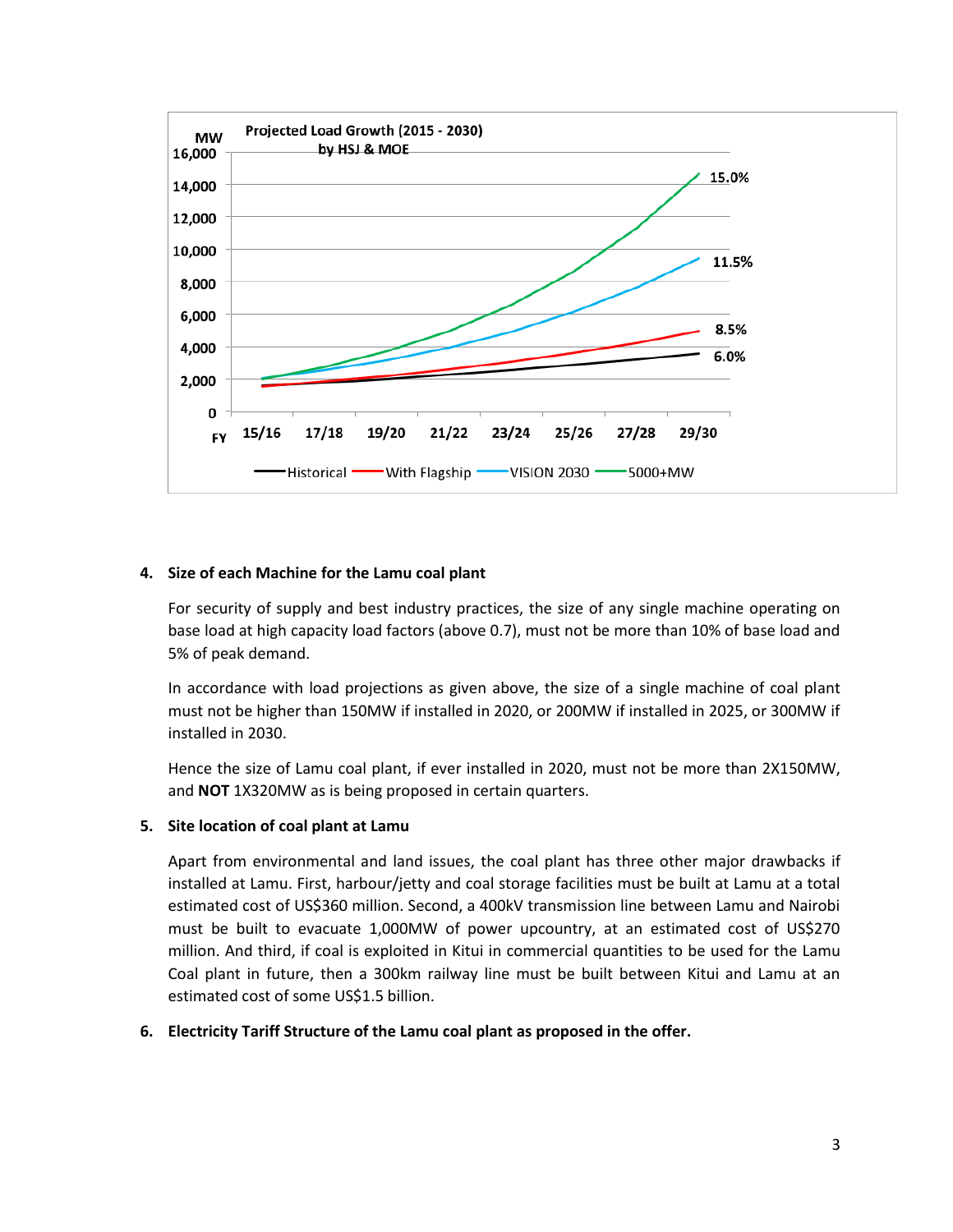**Projected Load Growth (2015 - 2030) by HSJ & MOE**

**4. Size of each Machine for the Lamu coal plant**

For security of supply and best industry practices, the size of any single machine operating on base load at high capacity load factors (above 0.7), must not be more than 10% of base load and 5% of peak demand.

In accordance with load projections as given above, the size of a single machine of coal plant must not be higher than 150MW if installed in 2020, or 200MW if installed in 2025, or 300MW if installed in 2030.

Hence the size of Lamu coal plant, if ever installed in 2020, must not be more than 2X150MW, and **NOT** 1X320MW as is being proposed in certain quarters.

**5. Site location of coal plant at Lamu**

Apart from environmental and land issues, the coal plant has three other major drawbacks if installed at Lamu. First, harbour/jetty and coal storage facilities must be built at Lamu at a total estimated cost of US$360 million. Second, a 400kV transmission line between Lamu and Nairobi must be built to evacuate 1,000MW of power upcountry, at an estimated cost of US$270 million. And third, if coal is exploited in Kitui in commercial quantities to be used for the Lamu Coal plant in future, then a 300km railway line must be built between Kitui and Lamu at an estimated cost of some US$1.5 billion.

**6. Electricity Tariff Structure of the Lamu coal plant as proposed in the offer.**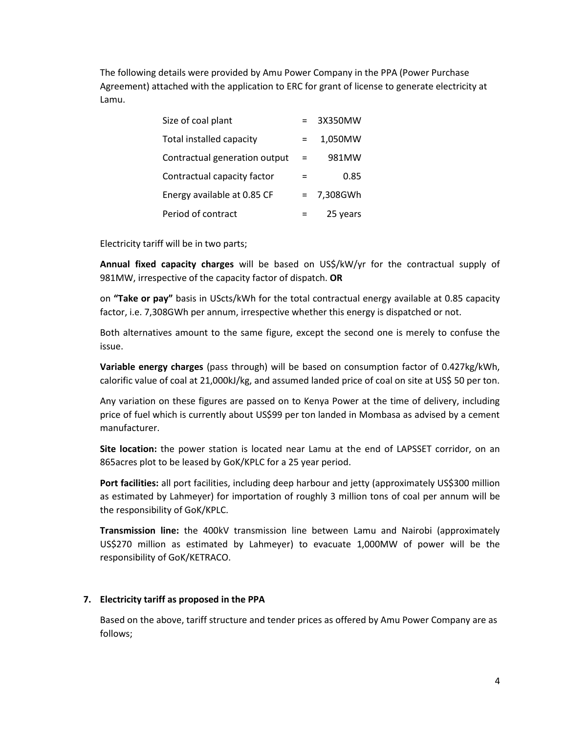The following details were provided by Amu Power Company in the PPA (Power Purchase Agreement) attached with the application to ERC for grant of license to generate electricity at Lamu.

| | | |
|---|---|---|
| Size of coal plant | = | 3X350MW |
| Total installed capacity | = | 1,050MW |
| Contractual generation output | = | 981MW |
| Contractual capacity factor | = | 0.85 |
| Energy available at 0.85 CF | = | 7,308GWh |
| Period of contract | = | 25 years |

Electricity tariff will be in two parts;

**Annual fixed capacity charges** will be based on US$/kW/yr for the contractual supply of 981MW, irrespective of the capacity factor of dispatch. **OR**

on **"Take or pay"** basis in UScts/kWh for the total contractual energy available at 0.85 capacity factor, i.e. 7,308GWh per annum, irrespective whether this energy is dispatched or not.

Both alternatives amount to the same figure, except the second one is merely to confuse the issue.

**Variable energy charges** (pass through) will be based on consumption factor of 0.427kg/kWh, calorific value of coal at 21,000kJ/kg, and assumed landed price of coal on site at US$ 50 per ton.

Any variation on these figures are passed on to Kenya Power at the time of delivery, including price of fuel which is currently about US$99 per ton landed in Mombasa as advised by a cement manufacturer.

**Site location:** the power station is located near Lamu at the end of LAPSSET corridor, on an 865acres plot to be leased by GoK/KPLC for a 25 year period.

**Port facilities:** all port facilities, including deep harbour and jetty (approximately US$300 million as estimated by Lahmeyer) for importation of roughly 3 million tons of coal per annum will be the responsibility of GoK/KPLC.

**Transmission line:** the 400kV transmission line between Lamu and Nairobi (approximately US$270 million as estimated by Lahmeyer) to evacuate 1,000MW of power will be the responsibility of GoK/KETRACO.

## 7. Electricity tariff as proposed in the PPA

Based on the above, tariff structure and tender prices as offered by Amu Power Company are as follows;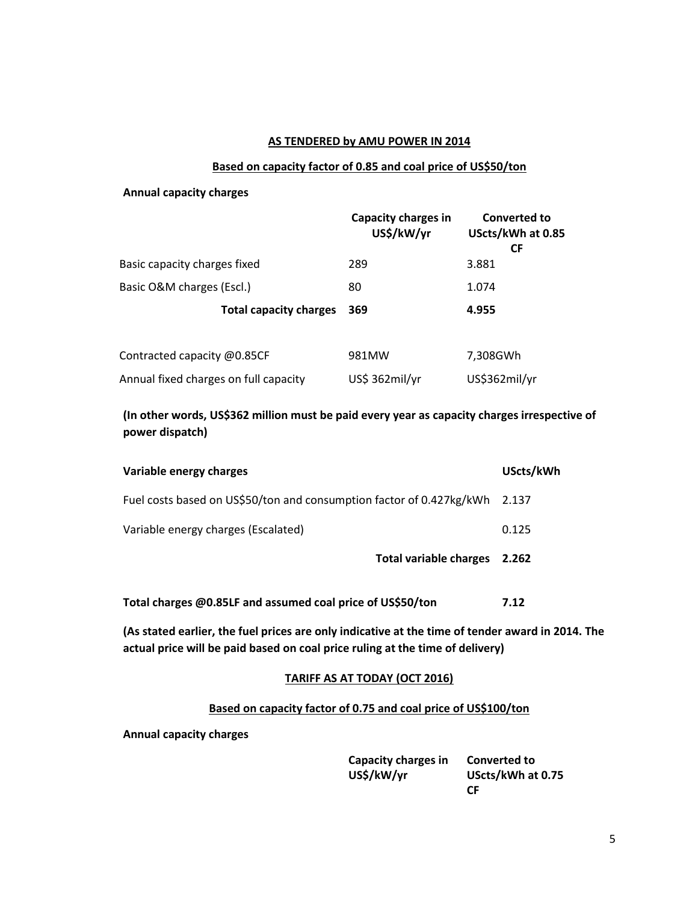**AS TENDERED by AMU POWER IN 2014**

**Based on capacity factor of 0.85 and coal price of US$50/ton**

**Annual capacity charges**

| | **Capacity charges in US$/kW/yr** | **Converted to UScts/kWh at 0.85 CF** |
|---|---|---|
| Basic capacity charges fixed | 289 | 3.881 |
| Basic O&M charges (Escl.) | 80 | 1.074 |
| **Total capacity charges** | **369** | **4.955** |
| | | |
| Contracted capacity @0.85CF | 981MW | 7,308GWh |
| Annual fixed charges on full capacity | US$ 362mil/yr | US$362mil/yr |

**(In other words, US$362 million must be paid every year as capacity charges irrespective of power dispatch)**

| **Variable energy charges** | **UScts/kWh** |
|---|---|
| Fuel costs based on US$50/ton and consumption factor of 0.427kg/kWh | 2.137 |
| Variable energy charges (Escalated) | 0.125 |
| **Total variable charges** | **2.262** |
| | |
| **Total charges @0.85LF and assumed coal price of US$50/ton** | **7.12** |

**(As stated earlier, the fuel prices are only indicative at the time of tender award in 2014. The actual price will be paid based on coal price ruling at the time of delivery)**

**TARIFF AS AT TODAY (OCT 2016)**

**Based on capacity factor of 0.75 and coal price of US$100/ton**

**Annual capacity charges**

| | **Capacity charges in US$/kW/yr** | **Converted to UScts/kWh at 0.75 CF** |
|---|---|---|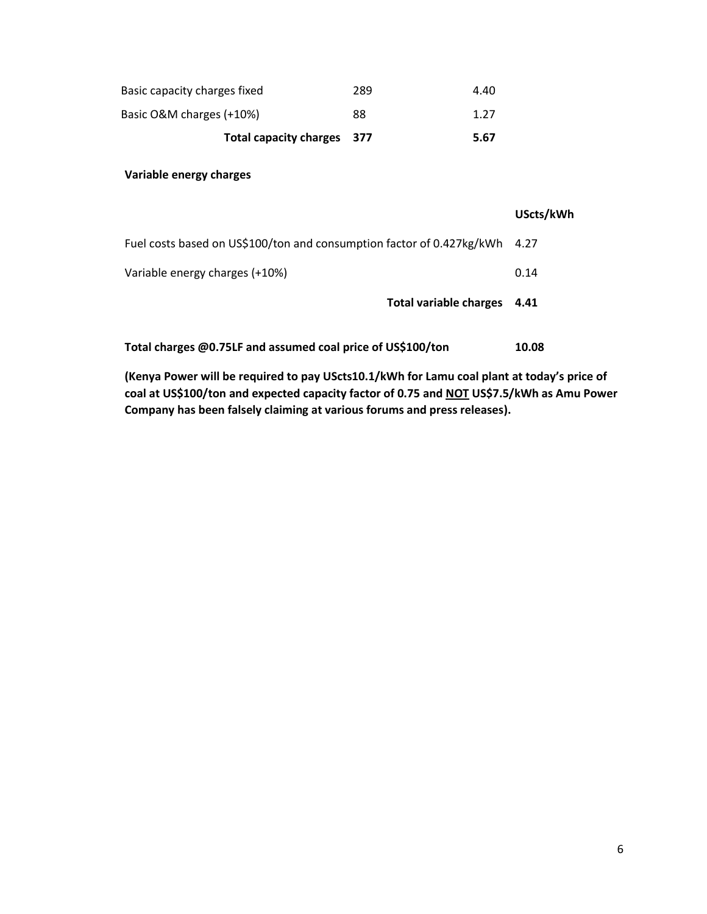| | | |
|---|---|---|
| Basic capacity charges fixed | 289 | 4.40 |
| Basic O&M charges (+10%) | 88 | 1.27 |
| **Total capacity charges** | **377** | **5.67** |

**Variable energy charges**

| | USdcts/kWh |
|---|---|
| Fuel costs based on US$100/ton and consumption factor of 0.427kg/kWh | 4.27 |
| Variable energy charges (+10%) | 0.14 |
| **Total variable charges** | **4.41** |
| | |
| **Total charges @0.75LF and assumed coal price of US$100/ton** | **10.08** |

**(Kenya Power will be required to pay UScts10.1/kWh for Lamu coal plant at today's price of coal at US$100/ton and expected capacity factor of 0.75 and <u>NOT</u> US$7.5/kWh as Amu Power Company has been falsely claiming at various forums and press releases).**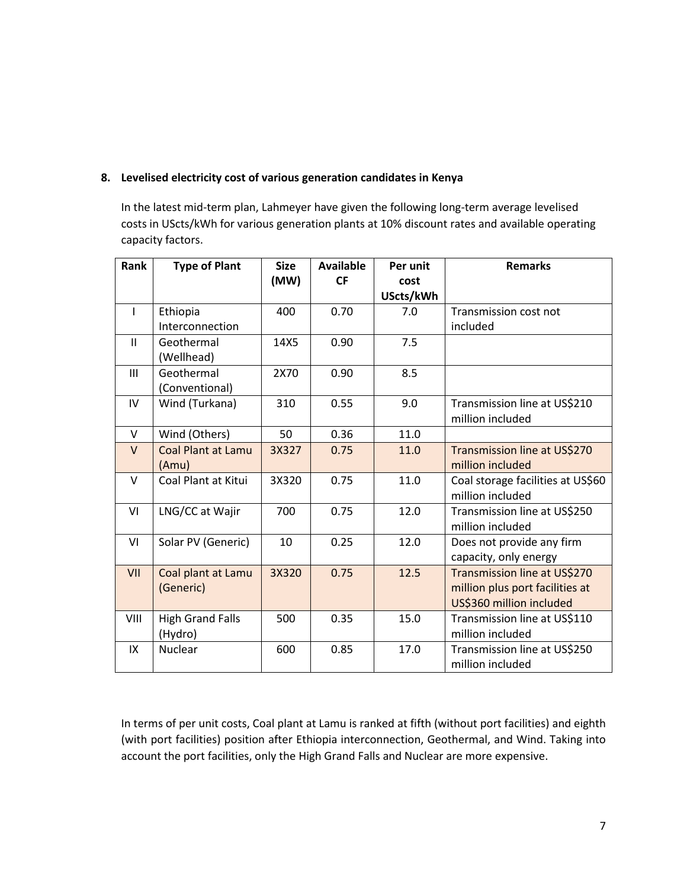## 8. Levelised electricity cost of various generation candidates in Kenya

In the latest mid-term plan, Lahmeyer have given the following long-term average levelised costs in UScts/kWh for various generation plants at 10% discount rates and available operating capacity factors.

| Rank | Type of Plant | Size (MW) | Available CF | Per unit cost UScts/kWh | Remarks |
|---|---|---|---|---|---|
| I | Ethiopia Interconnection | 400 | 0.70 | 7.0 | Transmission cost not included |
| II | Geothermal (Wellhead) | 14X5 | 0.90 | 7.5 | |
| III | Geothermal (Conventional) | 2X70 | 0.90 | 8.5 | |
| IV | Wind (Turkana) | 310 | 0.55 | 9.0 | Transmission line at US$210 million included |
| V | Wind (Others) | 50 | 0.36 | 11.0 | |
| V | Coal Plant at Lamu (Amu) | 3X327 | 0.75 | 11.0 | Transmission line at US$270 million included |
| V | Coal Plant at Kitui | 3X320 | 0.75 | 11.0 | Coal storage facilities at US$60 million included |
| VI | LNG/CC at Wajir | 700 | 0.75 | 12.0 | Transmission line at US$250 million included |
| VI | Solar PV (Generic) | 10 | 0.25 | 12.0 | Does not provide any firm capacity, only energy |
| VII | Coal plant at Lamu (Generic) | 3X320 | 0.75 | 12.5 | Transmission line at US$270 million plus port facilities at US$360 million included |
| VIII | High Grand Falls (Hydro) | 500 | 0.35 | 15.0 | Transmission line at US$110 million included |
| IX | Nuclear | 600 | 0.85 | 17.0 | Transmission line at US$250 million included |

In terms of per unit costs, Coal plant at Lamu is ranked at fifth (without port facilities) and eighth (with port facilities) position after Ethiopia interconnection, Geothermal, and Wind. Taking into account the port facilities, only the High Grand Falls and Nuclear are more expensive.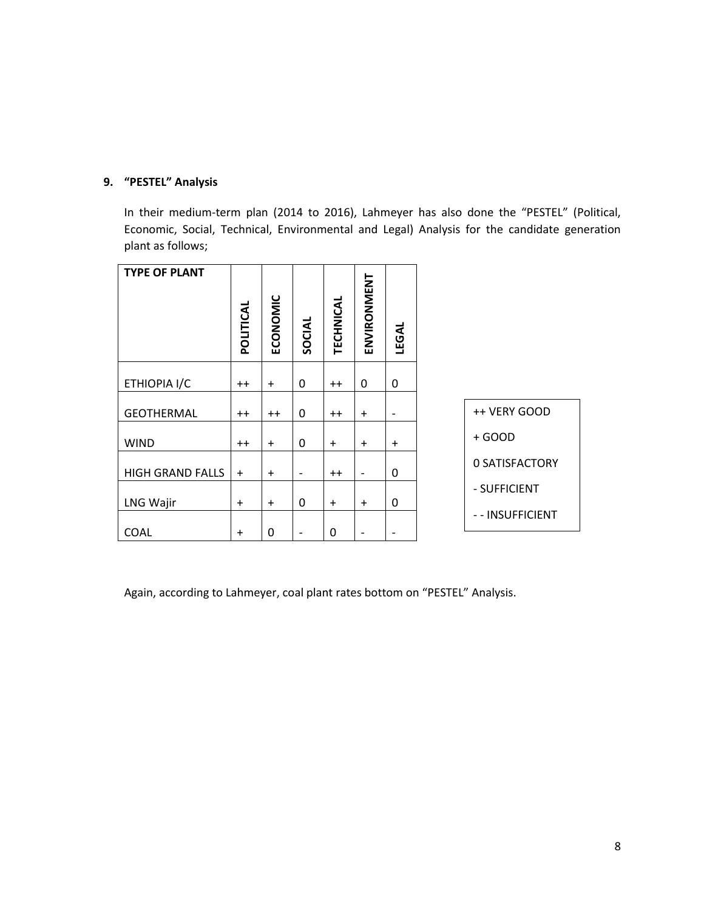## 9. "PESTEL" Analysis

In their medium-term plan (2014 to 2016), Lahmeyer has also done the "PESTEL" (Political, Economic, Social, Technical, Environmental and Legal) Analysis for the candidate generation plant as follows;

| TYPE OF PLANT | POLITICAL | ECONOMIC | SOCIAL | TECHNICAL | ENVIRONMENT | LEGAL |
|---|---|---|---|---|---|---|
| ETHIOPIA I/C | ++ | + | 0 | ++ | 0 | 0 |
| GEOTHERMAL | ++ | ++ | 0 | ++ | + | - |
| WIND | ++ | + | 0 | + | + | + |
| HIGH GRAND FALLS | + | + | - | ++ | - | 0 |
| LNG Wajir | + | + | 0 | + | + | 0 |
| COAL | + | 0 | - | 0 | - | - |

++ VERY GOOD

+ GOOD

0 SATISFACTORY

- SUFFICIENT

- - INSUFFICIENT

Again, according to Lahmeyer, coal plant rates bottom on "PESTEL" Analysis.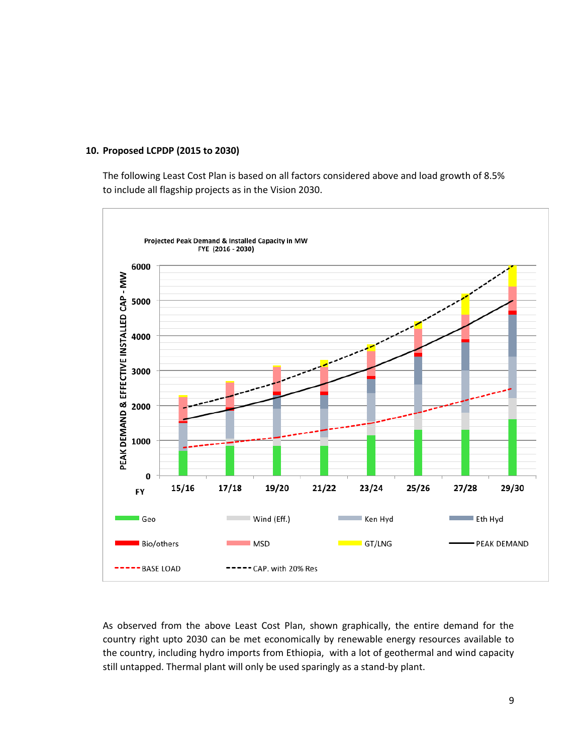## 10. Proposed LCPDP (2015 to 2030)

The following Least Cost Plan is based on all factors considered above and load growth of 8.5% to include all flagship projects as in the Vision 2030.

Projected Peak Demand & Installed Capacity in MW
FYE (2016 - 2030)

As observed from the above Least Cost Plan, shown graphically, the entire demand for the country right upto 2030 can be met economically by renewable energy resources available to the country, including hydro imports from Ethiopia, with a lot of geothermal and wind capacity still untapped. Thermal plant will only be used sparingly as a stand-by plant.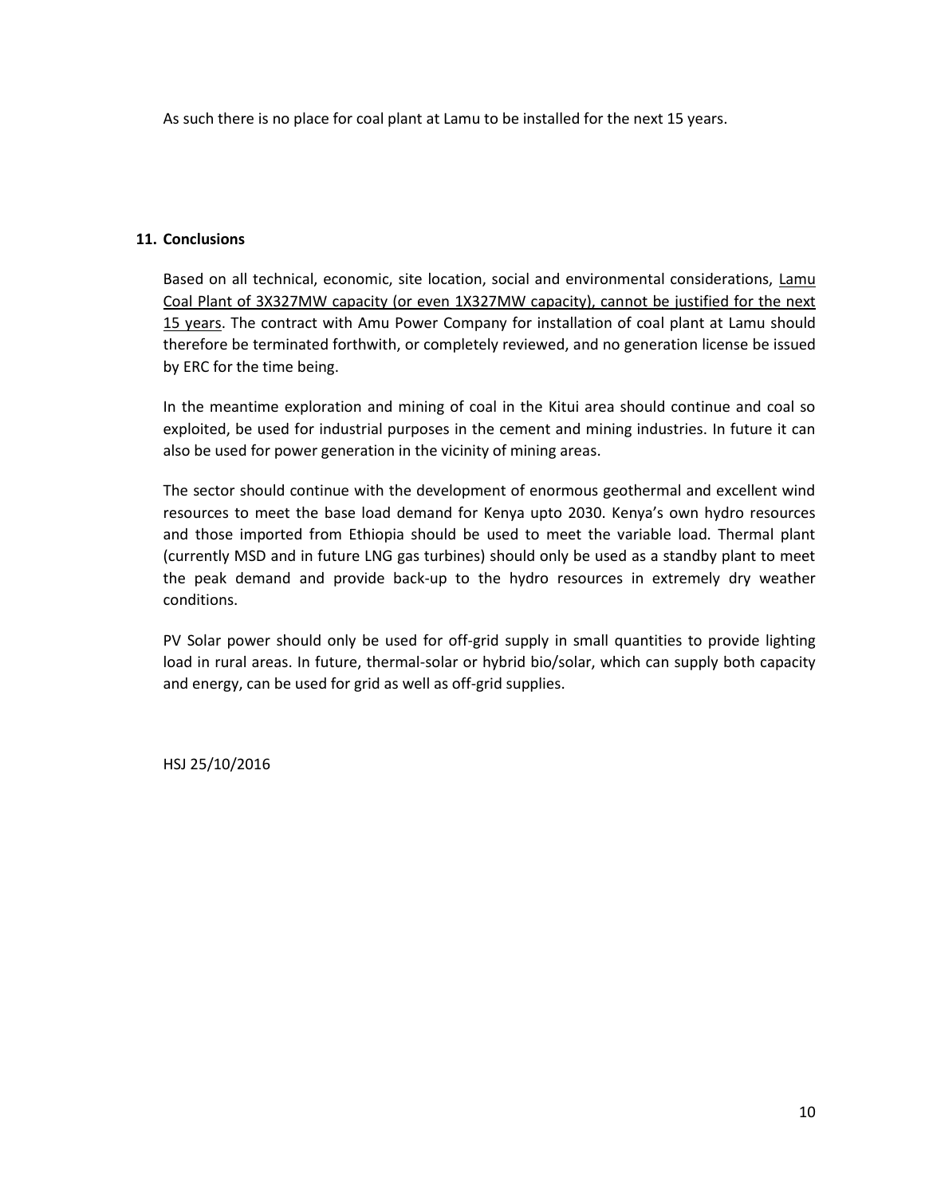As such there is no place for coal plant at Lamu to be installed for the next 15 years.

## 11. Conclusions

Based on all technical, economic, site location, social and environmental considerations, <u>Lamu Coal Plant of 3X327MW capacity (or even 1X327MW capacity), cannot be justified for the next 15 years</u>. The contract with Amu Power Company for installation of coal plant at Lamu should therefore be terminated forthwith, or completely reviewed, and no generation license be issued by ERC for the time being.

In the meantime exploration and mining of coal in the Kitui area should continue and coal so exploited, be used for industrial purposes in the cement and mining industries. In future it can also be used for power generation in the vicinity of mining areas.

The sector should continue with the development of enormous geothermal and excellent wind resources to meet the base load demand for Kenya upto 2030. Kenya's own hydro resources and those imported from Ethiopia should be used to meet the variable load. Thermal plant (currently MSD and in future LNG gas turbines) should only be used as a standby plant to meet the peak demand and provide back-up to the hydro resources in extremely dry weather conditions.

PV Solar power should only be used for off-grid supply in small quantities to provide lighting load in rural areas. In future, thermal-solar or hybrid bio/solar, which can supply both capacity and energy, can be used for grid as well as off-grid supplies.

HSJ 25/10/2016